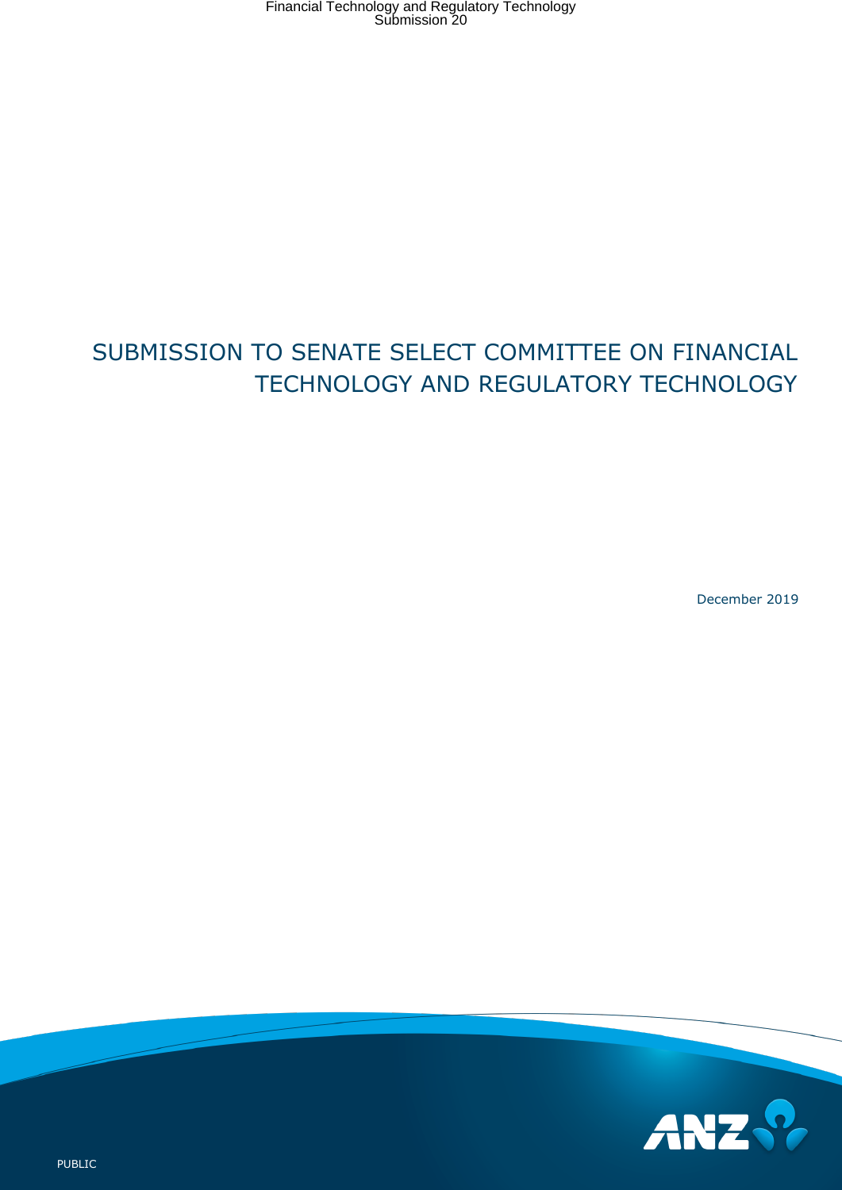# SUBMISSION TO SENATE SELECT COMMITTEE ON FINANCIAL TECHNOLOGY AND REGULATORY TECHNOLOGY

December 2019

PUBLIC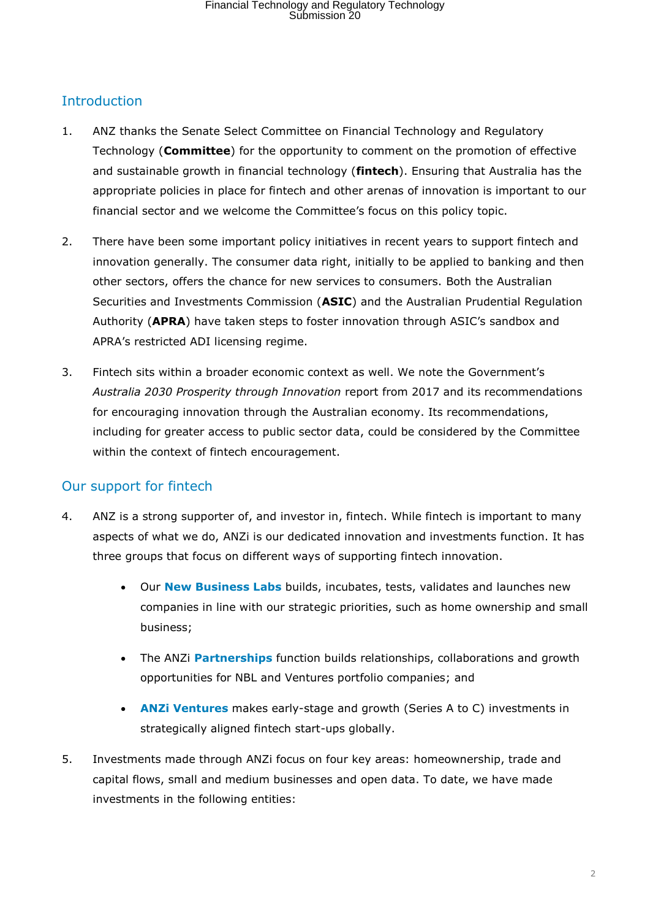## Introduction

1. ANZ thanks the Senate Select Committee on Financial Technology and Regulatory Technology (**Committee**) for the opportunity to comment on the promotion of effective and sustainable growth in financial technology (**fintech**). Ensuring that Australia has the appropriate policies in place for fintech and other arenas of innovation is important to our financial sector and we welcome the Committee's focus on this policy topic.

2. There have been some important policy initiatives in recent years to support fintech and innovation generally. The consumer data right, initially to be applied to banking and then other sectors, offers the chance for new services to consumers. Both the Australian Securities and Investments Commission (**ASIC**) and the Australian Prudential Regulation Authority (**APRA**) have taken steps to foster innovation through ASIC's sandbox and APRA's restricted ADI licensing regime.

3. Fintech sits within a broader economic context as well. We note the Government's *Australia 2030 Prosperity through Innovation* report from 2017 and its recommendations for encouraging innovation through the Australian economy. Its recommendations, including for greater access to public sector data, could be considered by the Committee within the context of fintech encouragement.

## Our support for fintech

4. ANZ is a strong supporter of, and investor in, fintech. While fintech is important to many aspects of what we do, ANZi is our dedicated innovation and investments function. It has three groups that focus on different ways of supporting fintech innovation.

   - Our **New Business Labs** builds, incubates, tests, validates and launches new companies in line with our strategic priorities, such as home ownership and small business;
   - The ANZi **Partnerships** function builds relationships, collaborations and growth opportunities for NBL and Ventures portfolio companies; and
   - **ANZi Ventures** makes early-stage and growth (Series A to C) investments in strategically aligned fintech start-ups globally.

5. Investments made through ANZi focus on four key areas: homeownership, trade and capital flows, small and medium businesses and open data. To date, we have made investments in the following entities: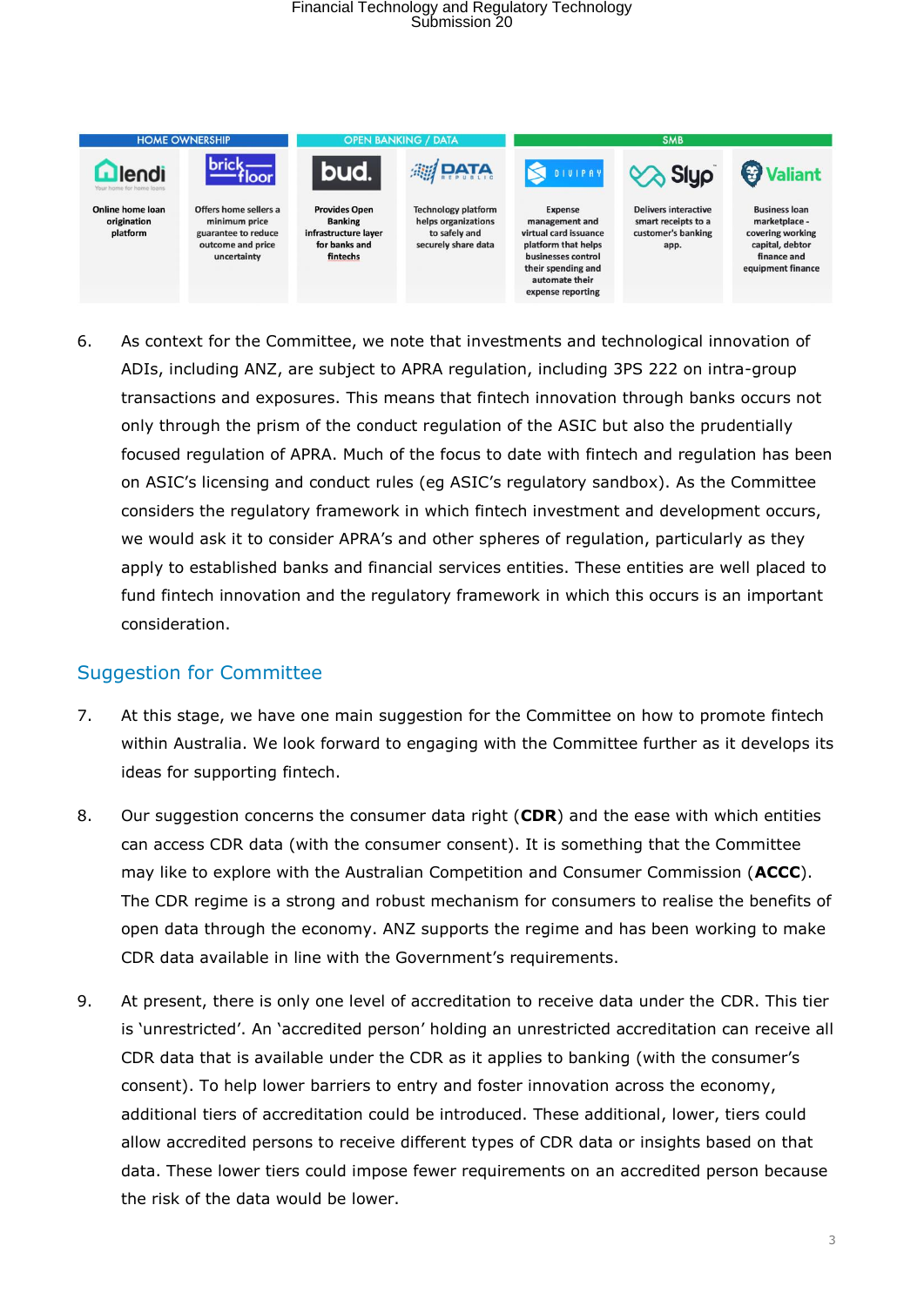| HOME OWNERSHIP | | OPEN BANKING / DATA | | SMB | | |
| --- | --- | --- | --- | --- | --- | --- |
| lendi | brick floor | bud. | DATA REPUBLIC | DIVIPAY | Slyp | Valiant |
| Online home loan origination platform | Offers home sellers a minimum price guarantee to reduce outcome and price uncertainty | Provides Open Banking infrastructure layer for banks and fintechs | Technology platform helps organizations to safely and securely share data | Expense management and virtual card issuance platform that helps businesses control their spending and automate their expense reporting | Delivers interactive smart receipts to a customer's banking app. | Business loan marketplace - covering working capital, debtor finance and equipment finance |

6. As context for the Committee, we note that investments and technological innovation of ADIs, including ANZ, are subject to APRA regulation, including 3PS 222 on intra-group transactions and exposures. This means that fintech innovation through banks occurs not only through the prism of the conduct regulation of the ASIC but also the prudentially focused regulation of APRA. Much of the focus to date with fintech and regulation has been on ASIC's licensing and conduct rules (eg ASIC's regulatory sandbox). As the Committee considers the regulatory framework in which fintech investment and development occurs, we would ask it to consider APRA's and other spheres of regulation, particularly as they apply to established banks and financial services entities. These entities are well placed to fund fintech innovation and the regulatory framework in which this occurs is an important consideration.

## Suggestion for Committee

7. At this stage, we have one main suggestion for the Committee on how to promote fintech within Australia. We look forward to engaging with the Committee further as it develops its ideas for supporting fintech.

8. Our suggestion concerns the consumer data right (**CDR**) and the ease with which entities can access CDR data (with the consumer consent). It is something that the Committee may like to explore with the Australian Competition and Consumer Commission (**ACCC**). The CDR regime is a strong and robust mechanism for consumers to realise the benefits of open data through the economy. ANZ supports the regime and has been working to make CDR data available in line with the Government's requirements.

9. At present, there is only one level of accreditation to receive data under the CDR. This tier is 'unrestricted'. An 'accredited person' holding an unrestricted accreditation can receive all CDR data that is available under the CDR as it applies to banking (with the consumer's consent). To help lower barriers to entry and foster innovation across the economy, additional tiers of accreditation could be introduced. These additional, lower, tiers could allow accredited persons to receive different types of CDR data or insights based on that data. These lower tiers could impose fewer requirements on an accredited person because the risk of the data would be lower.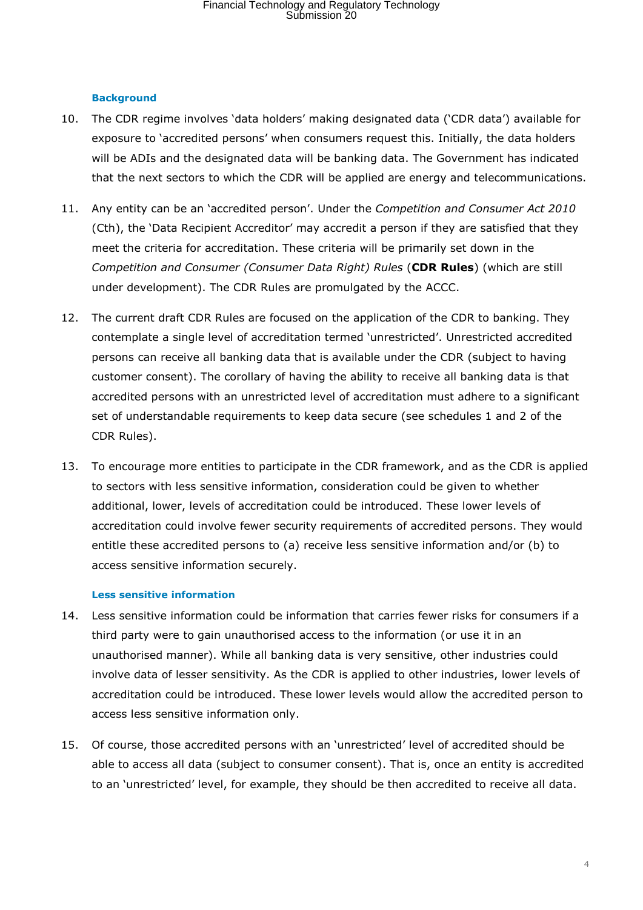### Background

10. The CDR regime involves 'data holders' making designated data ('CDR data') available for exposure to 'accredited persons' when consumers request this. Initially, the data holders will be ADIs and the designated data will be banking data. The Government has indicated that the next sectors to which the CDR will be applied are energy and telecommunications.

11. Any entity can be an 'accredited person'. Under the *Competition and Consumer Act 2010* (Cth), the 'Data Recipient Accreditor' may accredit a person if they are satisfied that they meet the criteria for accreditation. These criteria will be primarily set down in the *Competition and Consumer (Consumer Data Right) Rules* (**CDR Rules**) (which are still under development). The CDR Rules are promulgated by the ACCC.

12. The current draft CDR Rules are focused on the application of the CDR to banking. They contemplate a single level of accreditation termed 'unrestricted'. Unrestricted accredited persons can receive all banking data that is available under the CDR (subject to having customer consent). The corollary of having the ability to receive all banking data is that accredited persons with an unrestricted level of accreditation must adhere to a significant set of understandable requirements to keep data secure (see schedules 1 and 2 of the CDR Rules).

13. To encourage more entities to participate in the CDR framework, and as the CDR is applied to sectors with less sensitive information, consideration could be given to whether additional, lower, levels of accreditation could be introduced. These lower levels of accreditation could involve fewer security requirements of accredited persons. They would entitle these accredited persons to (a) receive less sensitive information and/or (b) to access sensitive information securely.

### Less sensitive information

14. Less sensitive information could be information that carries fewer risks for consumers if a third party were to gain unauthorised access to the information (or use it in an unauthorised manner). While all banking data is very sensitive, other industries could involve data of lesser sensitivity. As the CDR is applied to other industries, lower levels of accreditation could be introduced. These lower levels would allow the accredited person to access less sensitive information only.

15. Of course, those accredited persons with an 'unrestricted' level of accredited should be able to access all data (subject to consumer consent). That is, once an entity is accredited to an 'unrestricted' level, for example, they should be then accredited to receive all data.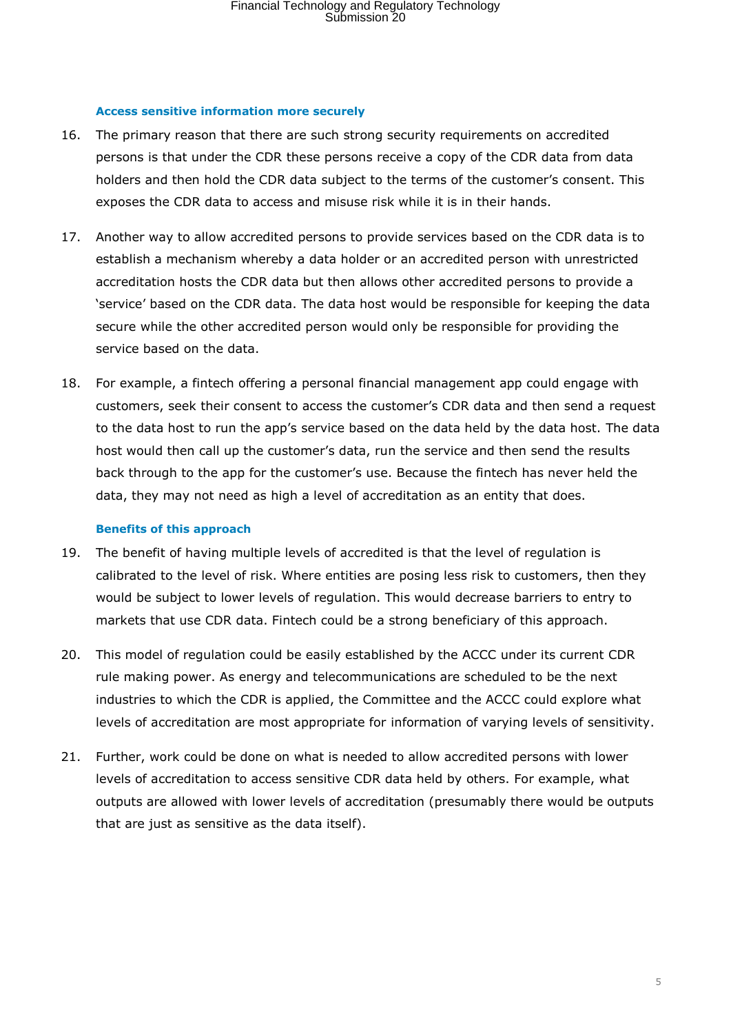### Access sensitive information more securely

16. The primary reason that there are such strong security requirements on accredited persons is that under the CDR these persons receive a copy of the CDR data from data holders and then hold the CDR data subject to the terms of the customer's consent. This exposes the CDR data to access and misuse risk while it is in their hands.

17. Another way to allow accredited persons to provide services based on the CDR data is to establish a mechanism whereby a data holder or an accredited person with unrestricted accreditation hosts the CDR data but then allows other accredited persons to provide a 'service' based on the CDR data. The data host would be responsible for keeping the data secure while the other accredited person would only be responsible for providing the service based on the data.

18. For example, a fintech offering a personal financial management app could engage with customers, seek their consent to access the customer's CDR data and then send a request to the data host to run the app's service based on the data held by the data host. The data host would then call up the customer's data, run the service and then send the results back through to the app for the customer's use. Because the fintech has never held the data, they may not need as high a level of accreditation as an entity that does.

### Benefits of this approach

19. The benefit of having multiple levels of accredited is that the level of regulation is calibrated to the level of risk. Where entities are posing less risk to customers, then they would be subject to lower levels of regulation. This would decrease barriers to entry to markets that use CDR data. Fintech could be a strong beneficiary of this approach.

20. This model of regulation could be easily established by the ACCC under its current CDR rule making power. As energy and telecommunications are scheduled to be the next industries to which the CDR is applied, the Committee and the ACCC could explore what levels of accreditation are most appropriate for information of varying levels of sensitivity.

21. Further, work could be done on what is needed to allow accredited persons with lower levels of accreditation to access sensitive CDR data held by others. For example, what outputs are allowed with lower levels of accreditation (presumably there would be outputs that are just as sensitive as the data itself).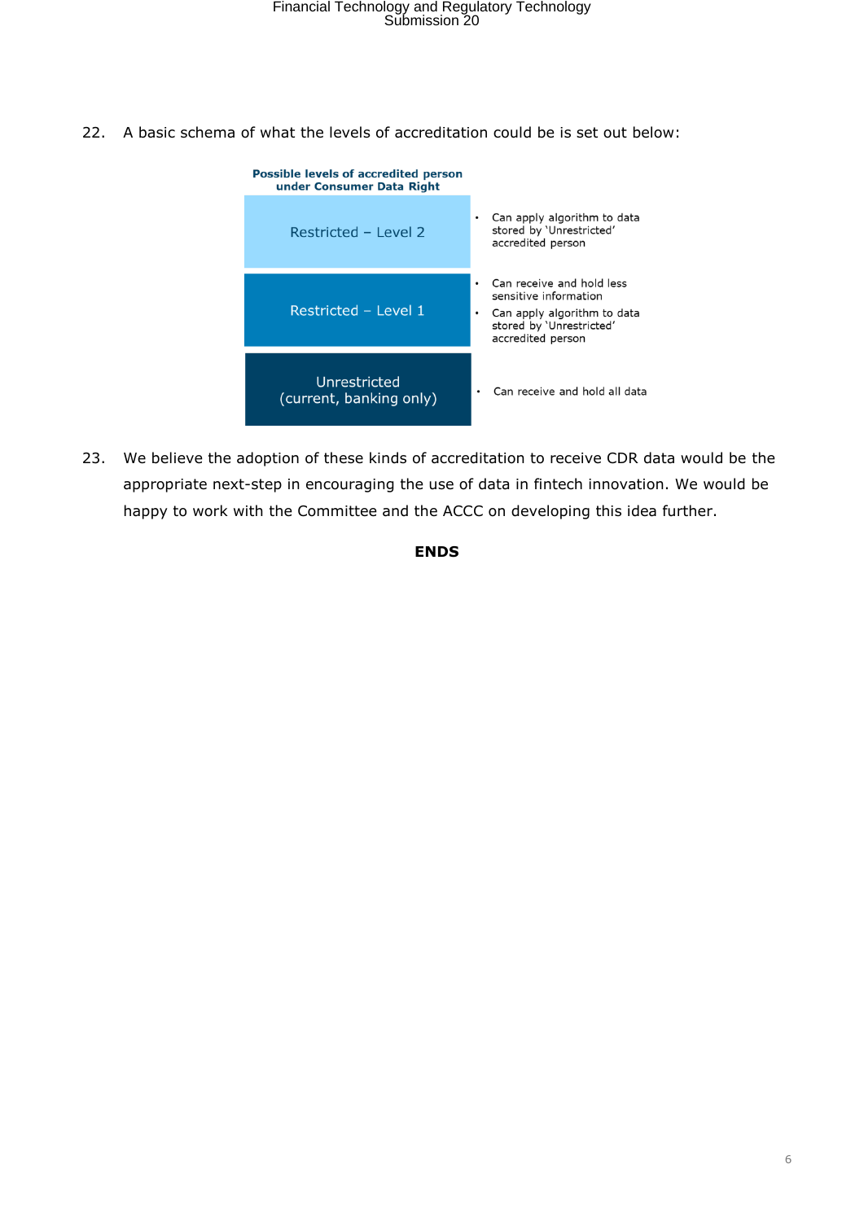22. A basic schema of what the levels of accreditation could be is set out below:

**Possible levels of accredited person under Consumer Data Right**

| | |
|---|---|
| Restricted – Level 2 | • Can apply algorithm to data stored by 'Unrestricted' accredited person |
| Restricted – Level 1 | • Can receive and hold less sensitive information<br>• Can apply algorithm to data stored by 'Unrestricted' accredited person |
| Unrestricted (current, banking only) | • Can receive and hold all data |

23. We believe the adoption of these kinds of accreditation to receive CDR data would be the appropriate next-step in encouraging the use of data in fintech innovation. We would be happy to work with the Committee and the ACCC on developing this idea further.

**ENDS**